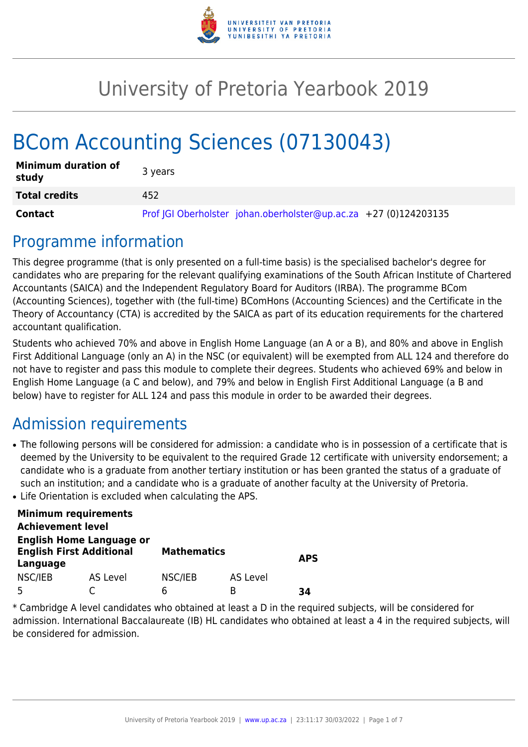# University of Pretoria Yearbook 2019

# BCom Accounting Sciences (07130043)

| | |
|---|---|
| **Minimum duration of study** | 3 years |
| **Total credits** | 452 |
| **Contact** | Prof JGI Oberholster johan.oberholster@up.ac.za +27 (0)124203135 |

## Programme information

This degree programme (that is only presented on a full-time basis) is the specialised bachelor's degree for candidates who are preparing for the relevant qualifying examinations of the South African Institute of Chartered Accountants (SAICA) and the Independent Regulatory Board for Auditors (IRBA). The programme BCom (Accounting Sciences), together with (the full-time) BComHons (Accounting Sciences) and the Certificate in the Theory of Accountancy (CTA) is accredited by the SAICA as part of its education requirements for the chartered accountant qualification.

Students who achieved 70% and above in English Home Language (an A or a B), and 80% and above in English First Additional Language (only an A) in the NSC (or equivalent) will be exempted from ALL 124 and therefore do not have to register and pass this module to complete their degrees. Students who achieved 69% and below in English Home Language (a C and below), and 79% and below in English First Additional Language (a B and below) have to register for ALL 124 and pass this module in order to be awarded their degrees.

## Admission requirements

- The following persons will be considered for admission: a candidate who is in possession of a certificate that is deemed by the University to be equivalent to the required Grade 12 certificate with university endorsement; a candidate who is a graduate from another tertiary institution or has been granted the status of a graduate of such an institution; and a candidate who is a graduate of another faculty at the University of Pretoria.
- Life Orientation is excluded when calculating the APS.

| **Minimum requirements Achievement level** | | | | |
|---|---|---|---|---|
| **English Home Language or English First Additional Language** | | **Mathematics** | | **APS** |
| NSC/IEB | AS Level | NSC/IEB | AS Level | |
| 5 | C | 6 | B | **34** |

* Cambridge A level candidates who obtained at least a D in the required subjects, will be considered for admission. International Baccalaureate (IB) HL candidates who obtained at least a 4 in the required subjects, will be considered for admission.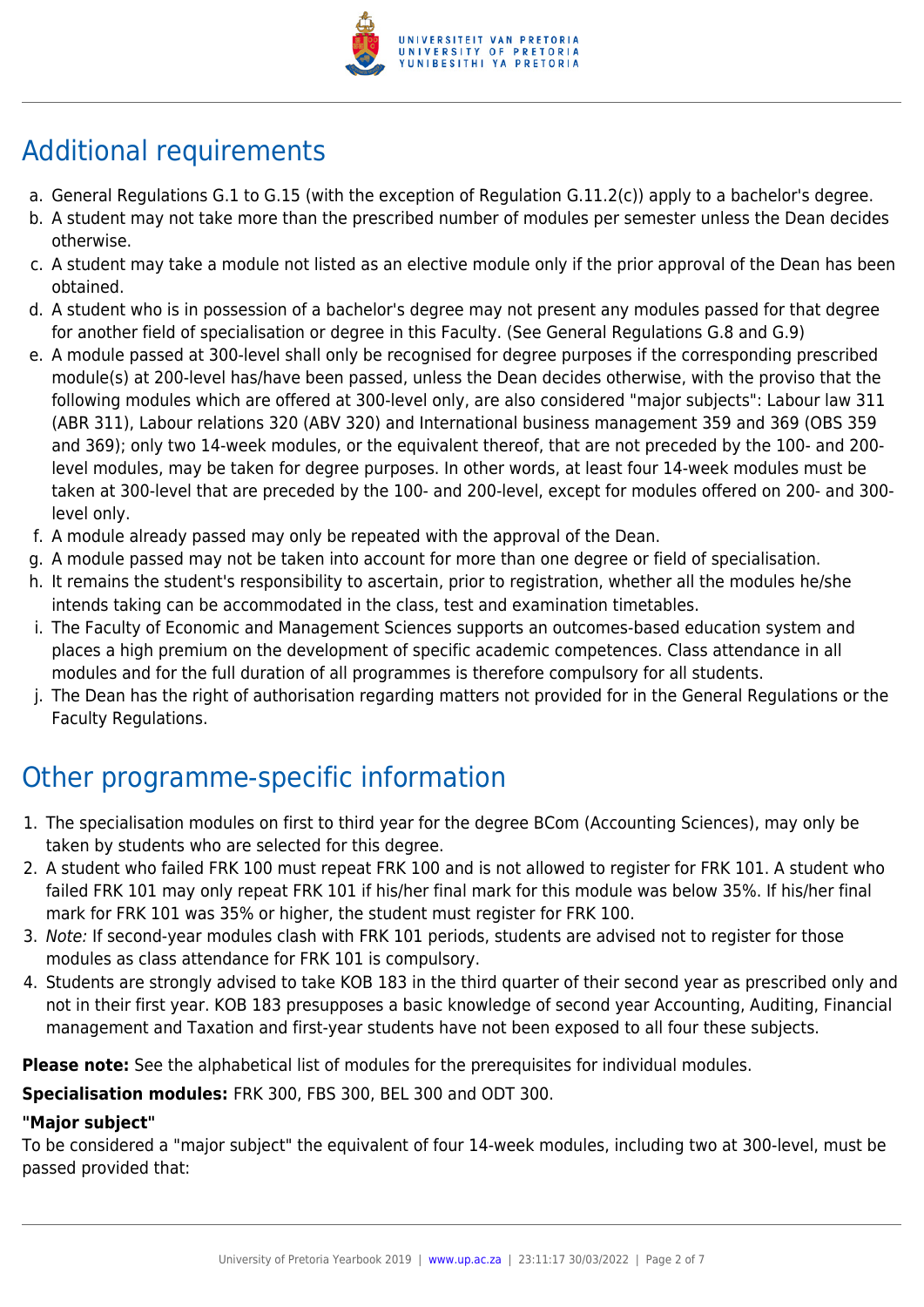## Additional requirements

a. General Regulations G.1 to G.15 (with the exception of Regulation G.11.2(c)) apply to a bachelor's degree.
b. A student may not take more than the prescribed number of modules per semester unless the Dean decides otherwise.
c. A student may take a module not listed as an elective module only if the prior approval of the Dean has been obtained.
d. A student who is in possession of a bachelor's degree may not present any modules passed for that degree for another field of specialisation or degree in this Faculty. (See General Regulations G.8 and G.9)
e. A module passed at 300-level shall only be recognised for degree purposes if the corresponding prescribed module(s) at 200-level has/have been passed, unless the Dean decides otherwise, with the proviso that the following modules which are offered at 300-level only, are also considered "major subjects": Labour law 311 (ABR 311), Labour relations 320 (ABV 320) and International business management 359 and 369 (OBS 359 and 369); only two 14-week modules, or the equivalent thereof, that are not preceded by the 100- and 200-level modules, may be taken for degree purposes. In other words, at least four 14-week modules must be taken at 300-level that are preceded by the 100- and 200-level, except for modules offered on 200- and 300-level only.
f. A module already passed may only be repeated with the approval of the Dean.
g. A module passed may not be taken into account for more than one degree or field of specialisation.
h. It remains the student's responsibility to ascertain, prior to registration, whether all the modules he/she intends taking can be accommodated in the class, test and examination timetables.
i. The Faculty of Economic and Management Sciences supports an outcomes-based education system and places a high premium on the development of specific academic competences. Class attendance in all modules and for the full duration of all programmes is therefore compulsory for all students.
j. The Dean has the right of authorisation regarding matters not provided for in the General Regulations or the Faculty Regulations.

## Other programme-specific information

1. The specialisation modules on first to third year for the degree BCom (Accounting Sciences), may only be taken by students who are selected for this degree.
2. A student who failed FRK 100 must repeat FRK 100 and is not allowed to register for FRK 101. A student who failed FRK 101 may only repeat FRK 101 if his/her final mark for this module was below 35%. If his/her final mark for FRK 101 was 35% or higher, the student must register for FRK 100.
3. *Note:* If second-year modules clash with FRK 101 periods, students are advised not to register for those modules as class attendance for FRK 101 is compulsory.
4. Students are strongly advised to take KOB 183 in the third quarter of their second year as prescribed only and not in their first year. KOB 183 presupposes a basic knowledge of second year Accounting, Auditing, Financial management and Taxation and first-year students have not been exposed to all four these subjects.

**Please note:** See the alphabetical list of modules for the prerequisites for individual modules.

**Specialisation modules:** FRK 300, FBS 300, BEL 300 and ODT 300.

**"Major subject"**

To be considered a "major subject" the equivalent of four 14-week modules, including two at 300-level, must be passed provided that: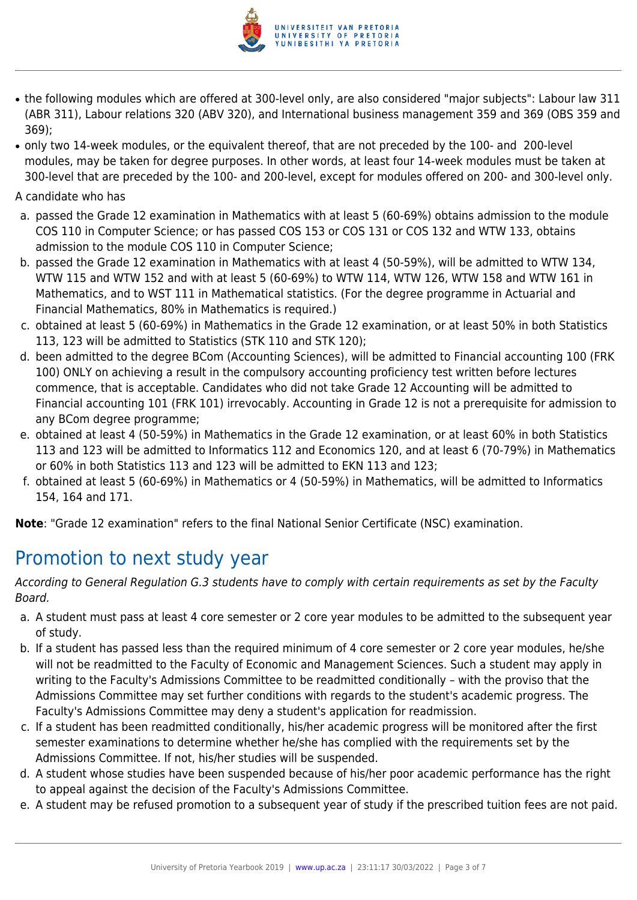- the following modules which are offered at 300-level only, are also considered "major subjects": Labour law 311 (ABR 311), Labour relations 320 (ABV 320), and International business management 359 and 369 (OBS 359 and 369);
- only two 14-week modules, or the equivalent thereof, that are not preceded by the 100- and 200-level modules, may be taken for degree purposes. In other words, at least four 14-week modules must be taken at 300-level that are preceded by the 100- and 200-level, except for modules offered on 200- and 300-level only.

A candidate who has

a. passed the Grade 12 examination in Mathematics with at least 5 (60-69%) obtains admission to the module COS 110 in Computer Science; or has passed COS 153 or COS 131 or COS 132 and WTW 133, obtains admission to the module COS 110 in Computer Science;
b. passed the Grade 12 examination in Mathematics with at least 4 (50-59%), will be admitted to WTW 134, WTW 115 and WTW 152 and with at least 5 (60-69%) to WTW 114, WTW 126, WTW 158 and WTW 161 in Mathematics, and to WST 111 in Mathematical statistics. (For the degree programme in Actuarial and Financial Mathematics, 80% in Mathematics is required.)
c. obtained at least 5 (60-69%) in Mathematics in the Grade 12 examination, or at least 50% in both Statistics 113, 123 will be admitted to Statistics (STK 110 and STK 120);
d. been admitted to the degree BCom (Accounting Sciences), will be admitted to Financial accounting 100 (FRK 100) ONLY on achieving a result in the compulsory accounting proficiency test written before lectures commence, that is acceptable. Candidates who did not take Grade 12 Accounting will be admitted to Financial accounting 101 (FRK 101) irrevocably. Accounting in Grade 12 is not a prerequisite for admission to any BCom degree programme;
e. obtained at least 4 (50-59%) in Mathematics in the Grade 12 examination, or at least 60% in both Statistics 113 and 123 will be admitted to Informatics 112 and Economics 120, and at least 6 (70-79%) in Mathematics or 60% in both Statistics 113 and 123 will be admitted to EKN 113 and 123;
f. obtained at least 5 (60-69%) in Mathematics or 4 (50-59%) in Mathematics, will be admitted to Informatics 154, 164 and 171.

**Note**: "Grade 12 examination" refers to the final National Senior Certificate (NSC) examination.

## Promotion to next study year

*According to General Regulation G.3 students have to comply with certain requirements as set by the Faculty Board.*

a. A student must pass at least 4 core semester or 2 core year modules to be admitted to the subsequent year of study.
b. If a student has passed less than the required minimum of 4 core semester or 2 core year modules, he/she will not be readmitted to the Faculty of Economic and Management Sciences. Such a student may apply in writing to the Faculty's Admissions Committee to be readmitted conditionally – with the proviso that the Admissions Committee may set further conditions with regards to the student's academic progress. The Faculty's Admissions Committee may deny a student's application for readmission.
c. If a student has been readmitted conditionally, his/her academic progress will be monitored after the first semester examinations to determine whether he/she has complied with the requirements set by the Admissions Committee. If not, his/her studies will be suspended.
d. A student whose studies have been suspended because of his/her poor academic performance has the right to appeal against the decision of the Faculty's Admissions Committee.
e. A student may be refused promotion to a subsequent year of study if the prescribed tuition fees are not paid.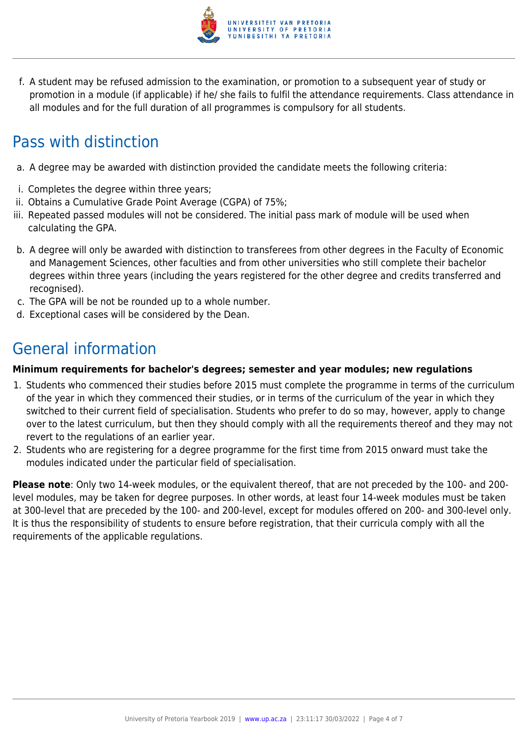f. A student may be refused admission to the examination, or promotion to a subsequent year of study or promotion in a module (if applicable) if he/ she fails to fulfil the attendance requirements. Class attendance in all modules and for the full duration of all programmes is compulsory for all students.

## Pass with distinction

a. A degree may be awarded with distinction provided the candidate meets the following criteria:

i. Completes the degree within three years;
ii. Obtains a Cumulative Grade Point Average (CGPA) of 75%;
iii. Repeated passed modules will not be considered. The initial pass mark of module will be used when calculating the GPA.

b. A degree will only be awarded with distinction to transferees from other degrees in the Faculty of Economic and Management Sciences, other faculties and from other universities who still complete their bachelor degrees within three years (including the years registered for the other degree and credits transferred and recognised).
c. The GPA will be not be rounded up to a whole number.
d. Exceptional cases will be considered by the Dean.

## General information

**Minimum requirements for bachelor's degrees; semester and year modules; new regulations**

1. Students who commenced their studies before 2015 must complete the programme in terms of the curriculum of the year in which they commenced their studies, or in terms of the curriculum of the year in which they switched to their current field of specialisation. Students who prefer to do so may, however, apply to change over to the latest curriculum, but then they should comply with all the requirements thereof and they may not revert to the regulations of an earlier year.
2. Students who are registering for a degree programme for the first time from 2015 onward must take the modules indicated under the particular field of specialisation.

**Please note**: Only two 14-week modules, or the equivalent thereof, that are not preceded by the 100- and 200-level modules, may be taken for degree purposes. In other words, at least four 14-week modules must be taken at 300-level that are preceded by the 100- and 200-level, except for modules offered on 200- and 300-level only. It is thus the responsibility of students to ensure before registration, that their curricula comply with all the requirements of the applicable regulations.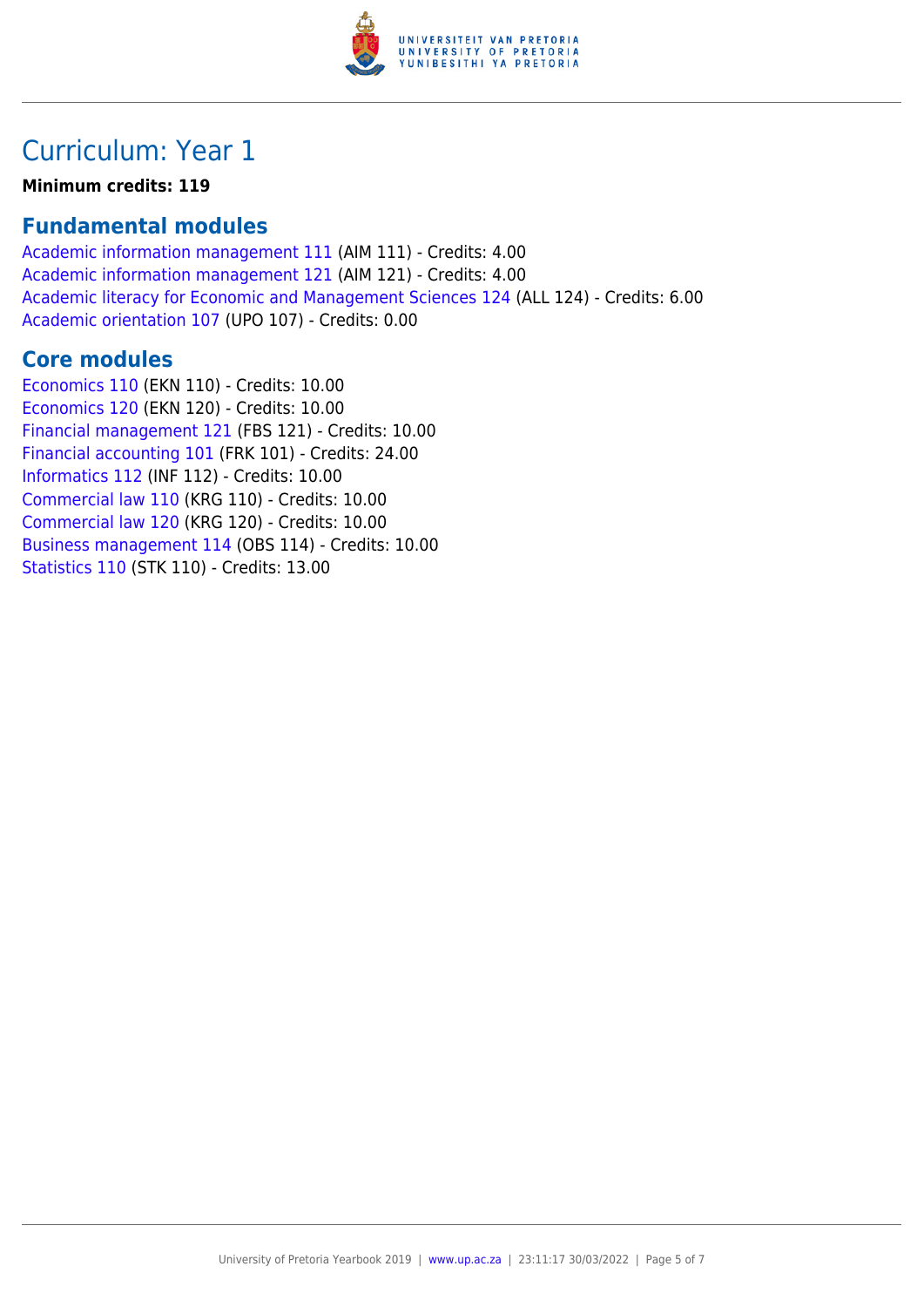# Curriculum: Year 1

**Minimum credits: 119**

## Fundamental modules

Academic information management 111 (AIM 111) - Credits: 4.00
Academic information management 121 (AIM 121) - Credits: 4.00
Academic literacy for Economic and Management Sciences 124 (ALL 124) - Credits: 6.00
Academic orientation 107 (UPO 107) - Credits: 0.00

## Core modules

Economics 110 (EKN 110) - Credits: 10.00
Economics 120 (EKN 120) - Credits: 10.00
Financial management 121 (FBS 121) - Credits: 10.00
Financial accounting 101 (FRK 101) - Credits: 24.00
Informatics 112 (INF 112) - Credits: 10.00
Commercial law 110 (KRG 110) - Credits: 10.00
Commercial law 120 (KRG 120) - Credits: 10.00
Business management 114 (OBS 114) - Credits: 10.00
Statistics 110 (STK 110) - Credits: 13.00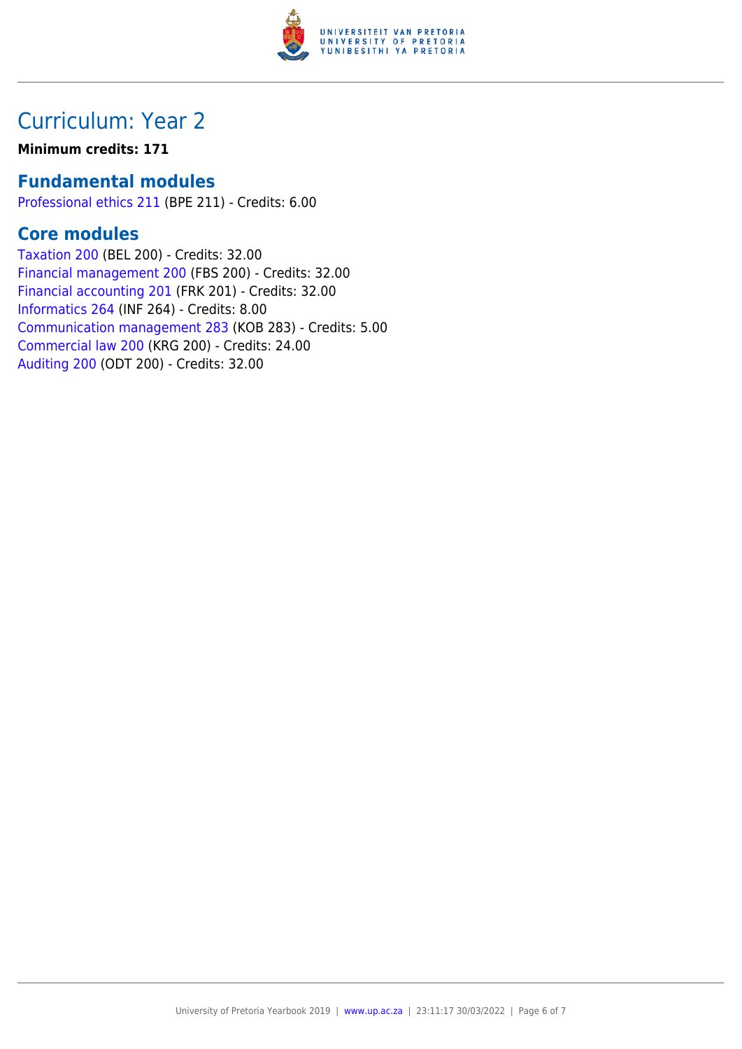## Curriculum: Year 2

**Minimum credits: 171**

### Fundamental modules

Professional ethics 211 (BPE 211) - Credits: 6.00

### Core modules

Taxation 200 (BEL 200) - Credits: 32.00
Financial management 200 (FBS 200) - Credits: 32.00
Financial accounting 201 (FRK 201) - Credits: 32.00
Informatics 264 (INF 264) - Credits: 8.00
Communication management 283 (KOB 283) - Credits: 5.00
Commercial law 200 (KRG 200) - Credits: 24.00
Auditing 200 (ODT 200) - Credits: 32.00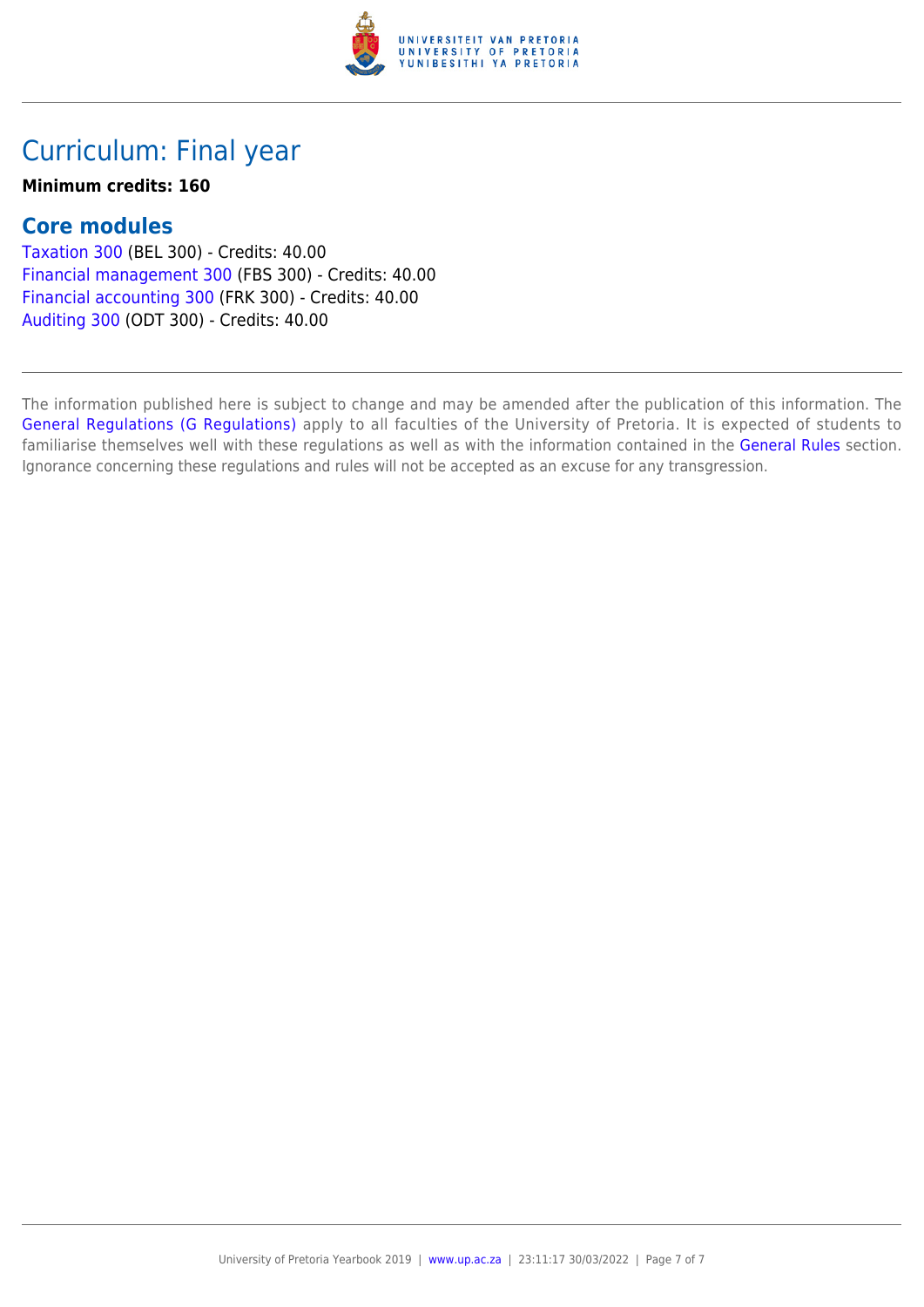# Curriculum: Final year

**Minimum credits: 160**

## Core modules

Taxation 300 (BEL 300) - Credits: 40.00
Financial management 300 (FBS 300) - Credits: 40.00
Financial accounting 300 (FRK 300) - Credits: 40.00
Auditing 300 (ODT 300) - Credits: 40.00

The information published here is subject to change and may be amended after the publication of this information. The General Regulations (G Regulations) apply to all faculties of the University of Pretoria. It is expected of students to familiarise themselves well with these regulations as well as with the information contained in the General Rules section. Ignorance concerning these regulations and rules will not be accepted as an excuse for any transgression.